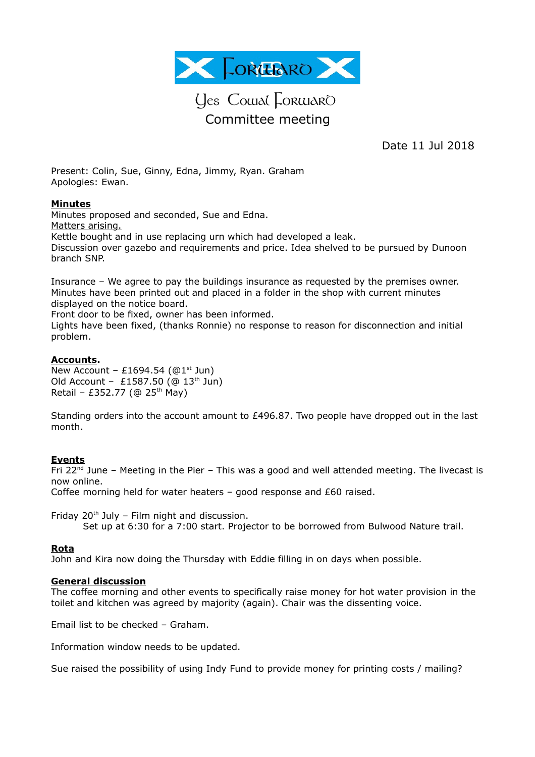# Yes Cowal Forward

## Committee meeting

Date 11 Jul 2018

Present: Colin, Sue, Ginny, Edna, Jimmy, Ryan. Graham
Apologies: Ewan.

**Minutes**
Minutes proposed and seconded, Sue and Edna.
Matters arising.
Kettle bought and in use replacing urn which had developed a leak.
Discussion over gazebo and requirements and price. Idea shelved to be pursued by Dunoon branch SNP.

Insurance – We agree to pay the buildings insurance as requested by the premises owner.
Minutes have been printed out and placed in a folder in the shop with current minutes displayed on the notice board.
Front door to be fixed, owner has been informed.
Lights have been fixed, (thanks Ronnie) no response to reason for disconnection and initial problem.

**Accounts.**
New Account – £1694.54 (@1st Jun)
Old Account – £1587.50 (@ 13th Jun)
Retail – £352.77 (@ 25th May)

Standing orders into the account amount to £496.87. Two people have dropped out in the last month.

**Events**
Fri 22nd June – Meeting in the Pier – This was a good and well attended meeting. The livecast is now online.
Coffee morning held for water heaters – good response and £60 raised.

Friday 20th July – Film night and discussion.
Set up at 6:30 for a 7:00 start. Projector to be borrowed from Bulwood Nature trail.

**Rota**
John and Kira now doing the Thursday with Eddie filling in on days when possible.

**General discussion**
The coffee morning and other events to specifically raise money for hot water provision in the toilet and kitchen was agreed by majority (again). Chair was the dissenting voice.

Email list to be checked – Graham.

Information window needs to be updated.

Sue raised the possibility of using Indy Fund to provide money for printing costs / mailing?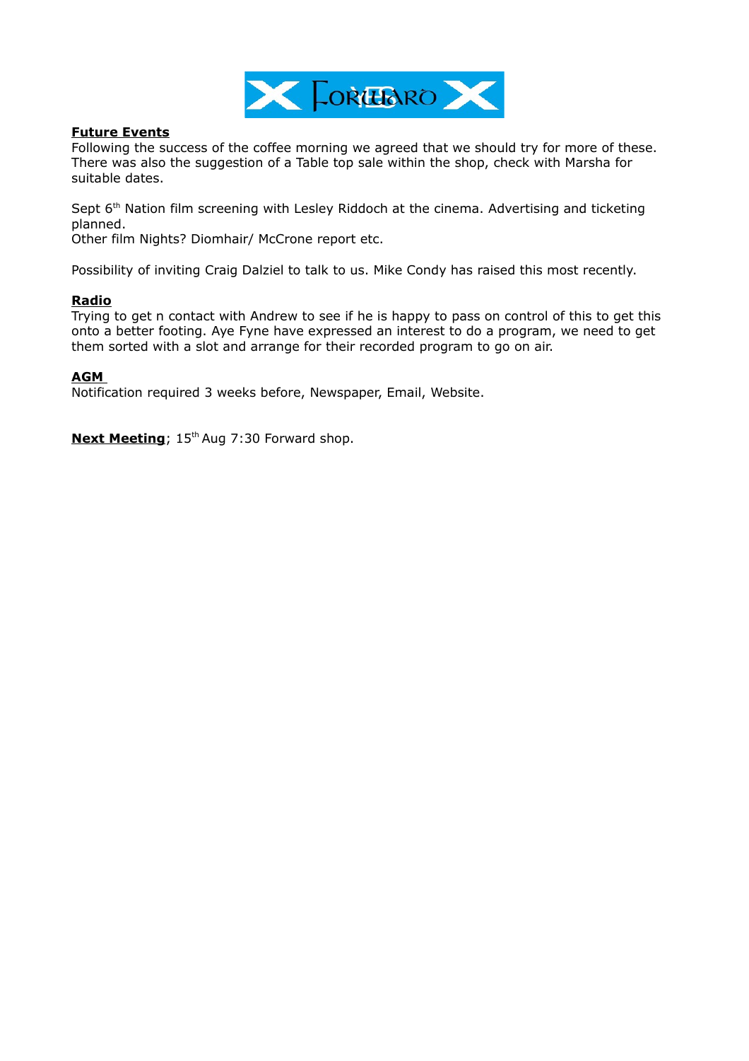## Future Events

Following the success of the coffee morning we agreed that we should try for more of these. There was also the suggestion of a Table top sale within the shop, check with Marsha for suitable dates.

Sept 6th Nation film screening with Lesley Riddoch at the cinema. Advertising and ticketing planned.
Other film Nights? Diomhair/ McCrone report etc.

Possibility of inviting Craig Dalziel to talk to us. Mike Condy has raised this most recently.

## Radio

Trying to get n contact with Andrew to see if he is happy to pass on control of this to get this onto a better footing. Aye Fyne have expressed an interest to do a program, we need to get them sorted with a slot and arrange for their recorded program to go on air.

## AGM

Notification required 3 weeks before, Newspaper, Email, Website.

**Next Meeting**; 15th Aug 7:30 Forward shop.